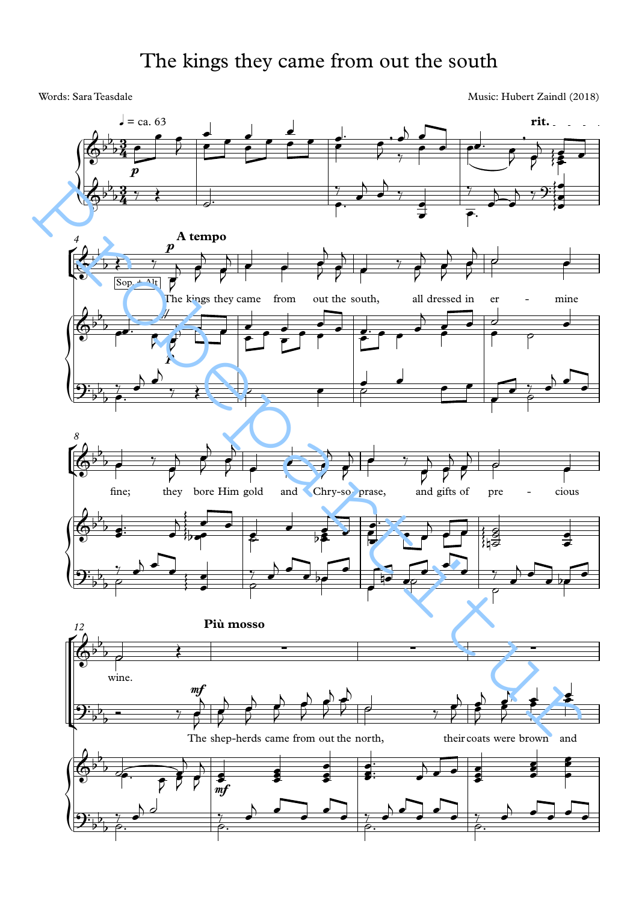# The kings they came from out the south

Words: Sara Teasdale

Music: Hubert Zaindl (2018)

♩ = ca. 63 — rit. — A tempo — Più mosso

Sop. + Alt

The kings they came from out the south, all dressed in er - mine fine; they bore Him gold and Chry-so-prase, and gifts of pre - cious wine.

The shep-herds came from out the north, their coats were brown and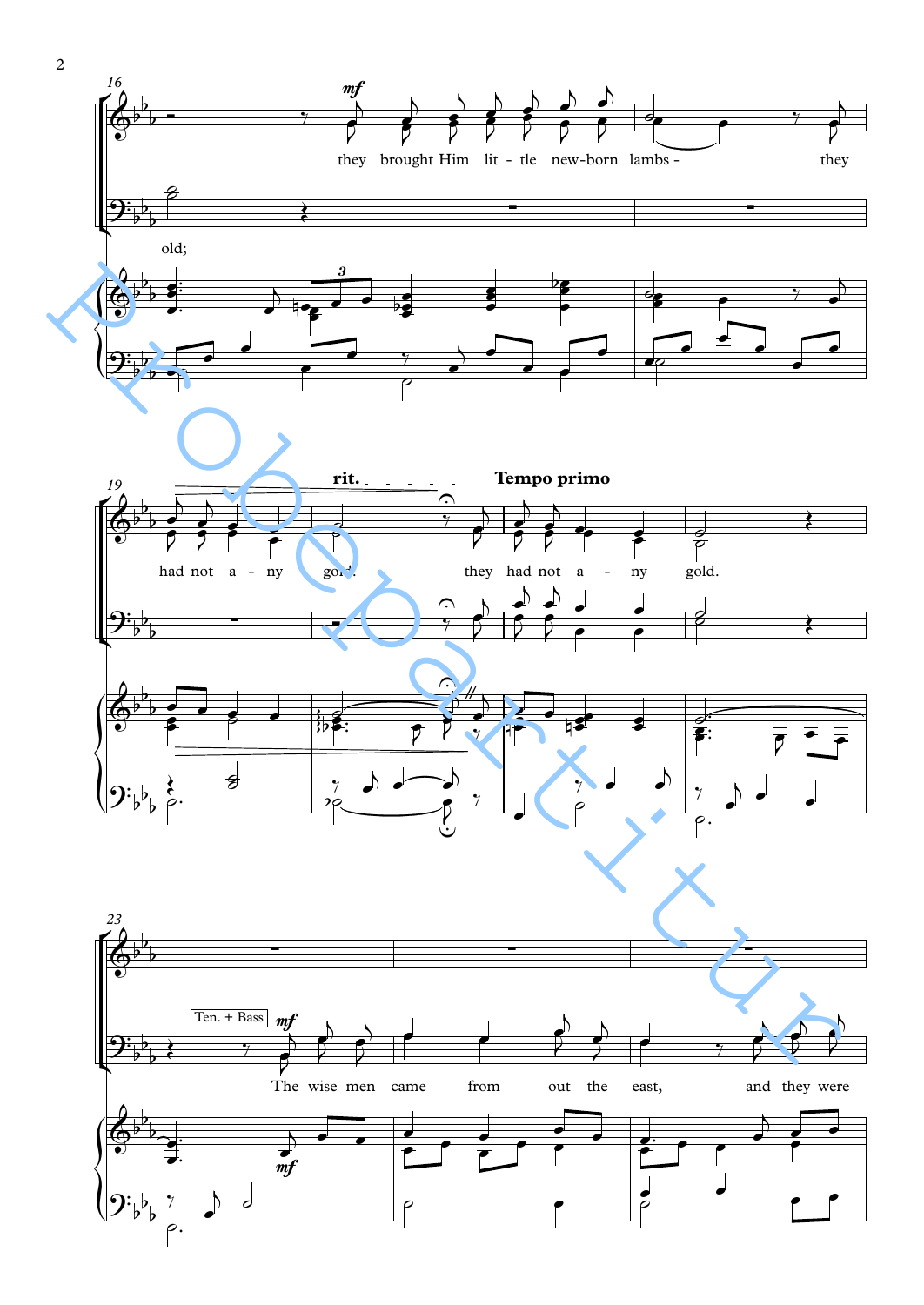16

*mf*

they brought Him lit - tle new-born lambs - they

old;

19 **rit.** **Tempo primo**

had not a - ny gold. they had not a - ny gold.

23

Ten. + Bass *mf*

The wise men came from out the east, and they were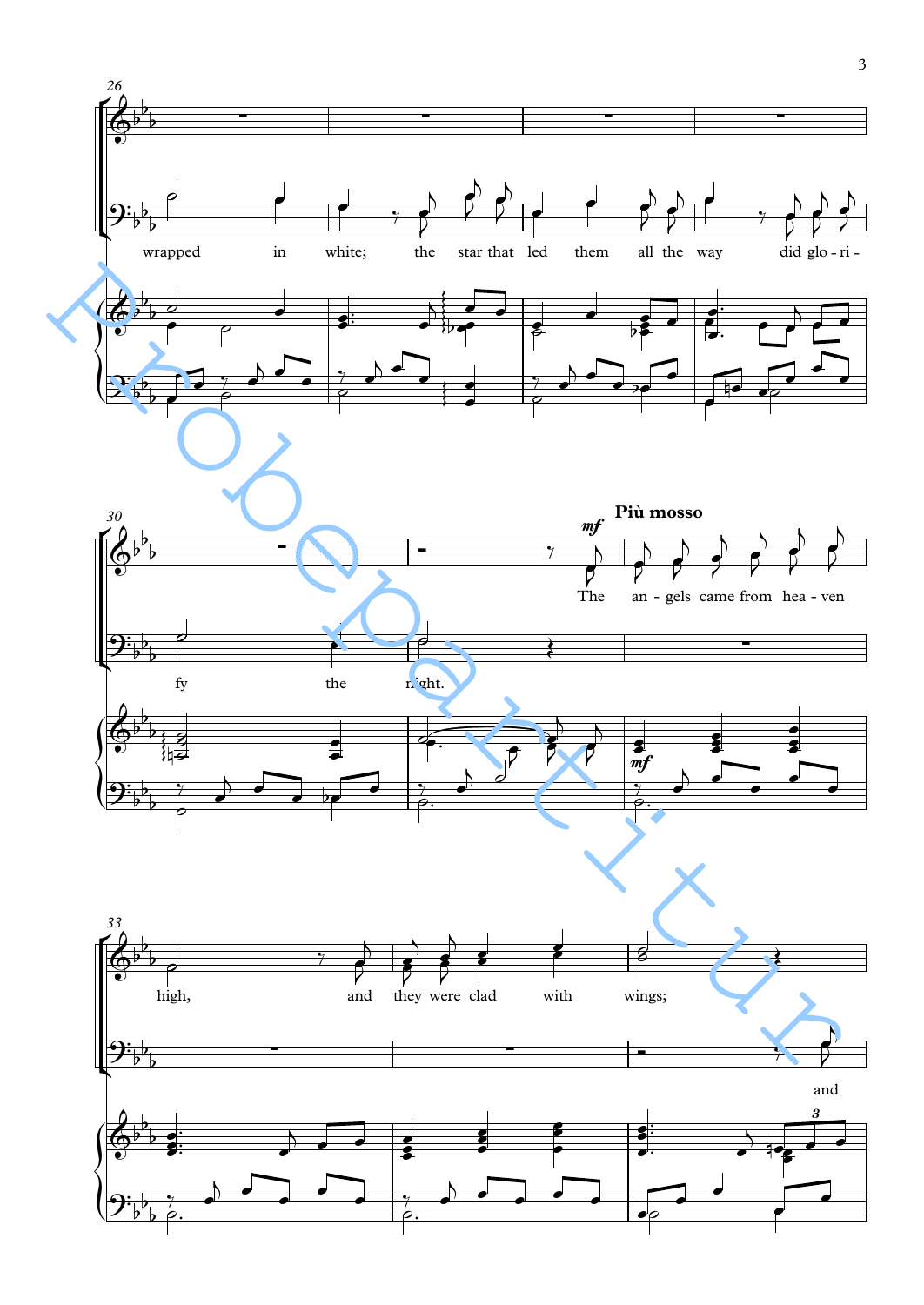wrapped in white; the star that led them all the way did glo-ri-fy the night.

**Più mosso**

*mf*

The an-gels came from hea-ven high, and they were clad with wings; and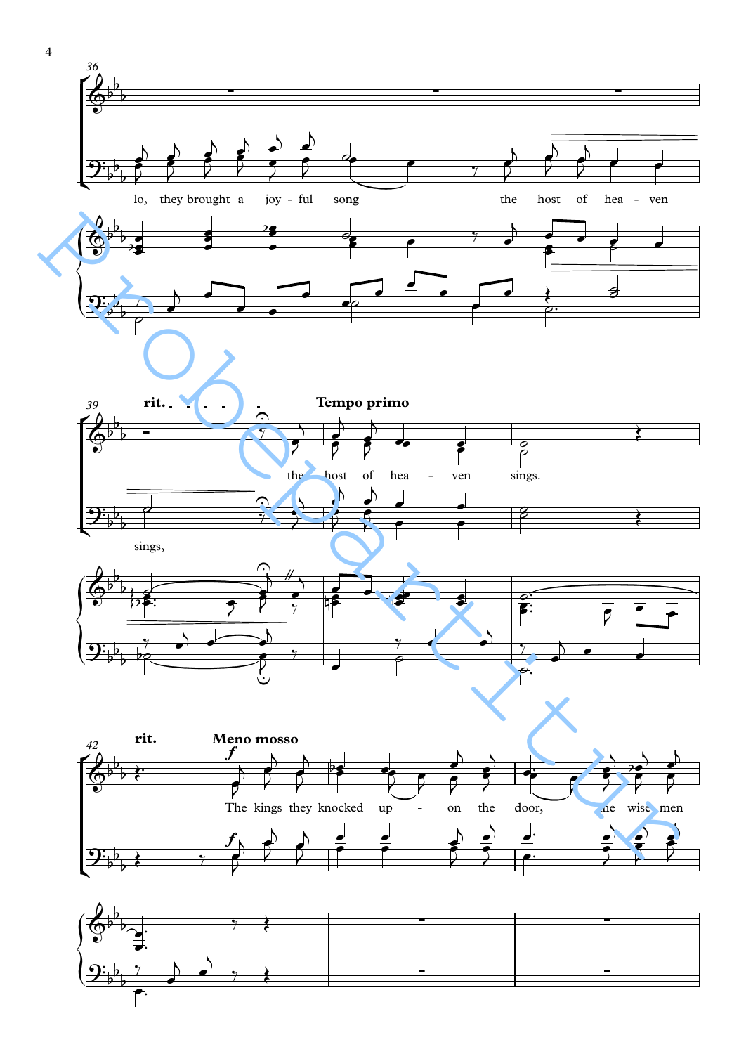rit. Tempo primo

lo, they brought a joy - ful song the host of hea - ven sings,

the host of hea - ven sings.

rit. Meno mosso

*f*

The kings they knocked up - on the door, the wise men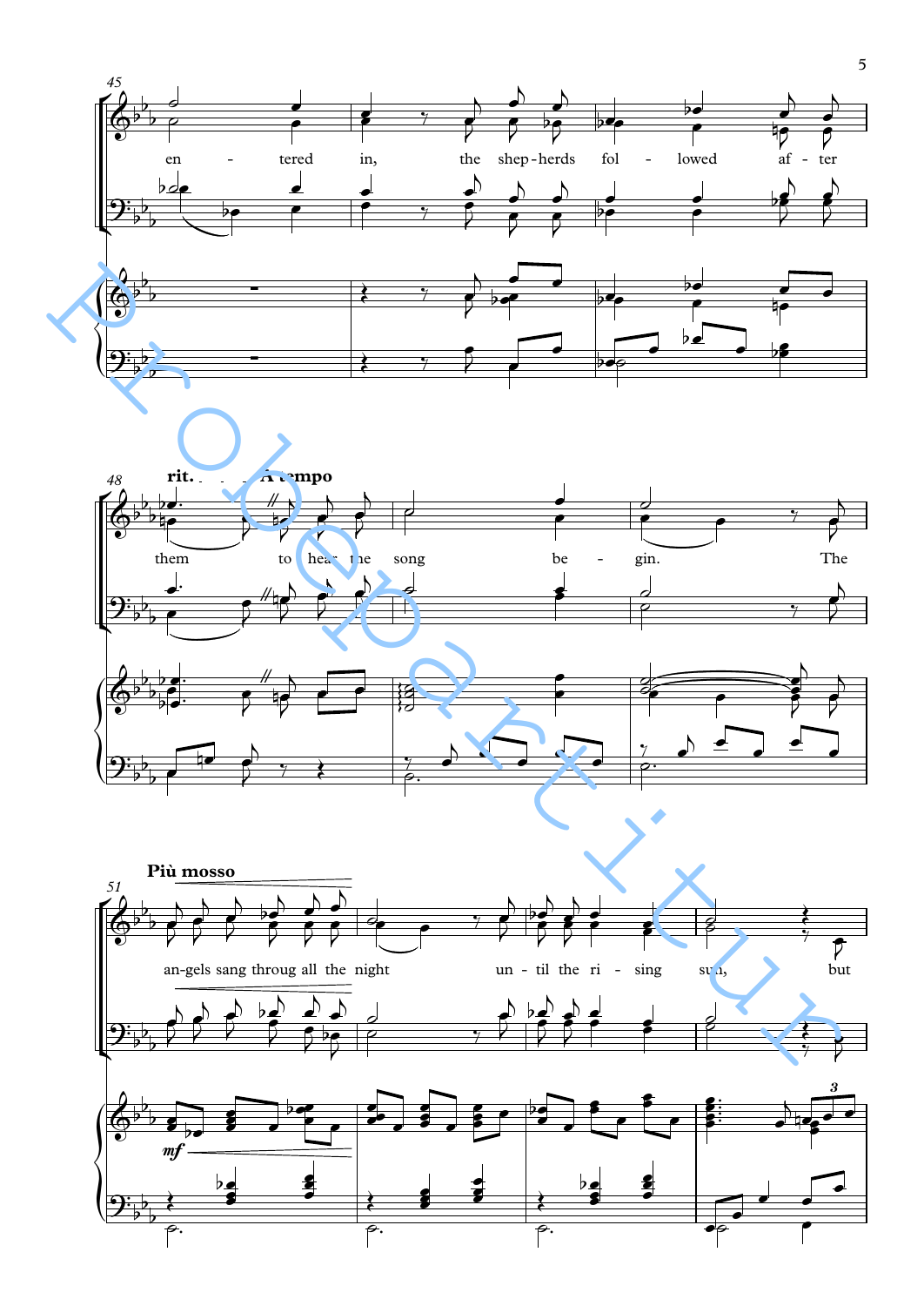45

en - tered in, the shep - herds fol - lowed af - ter

48

**rit.** **A tempo**

them to hear the song be - gin. The

51

**Più mosso**

*mf*

an-gels sang throug all the night un - til the ri - sing sun, but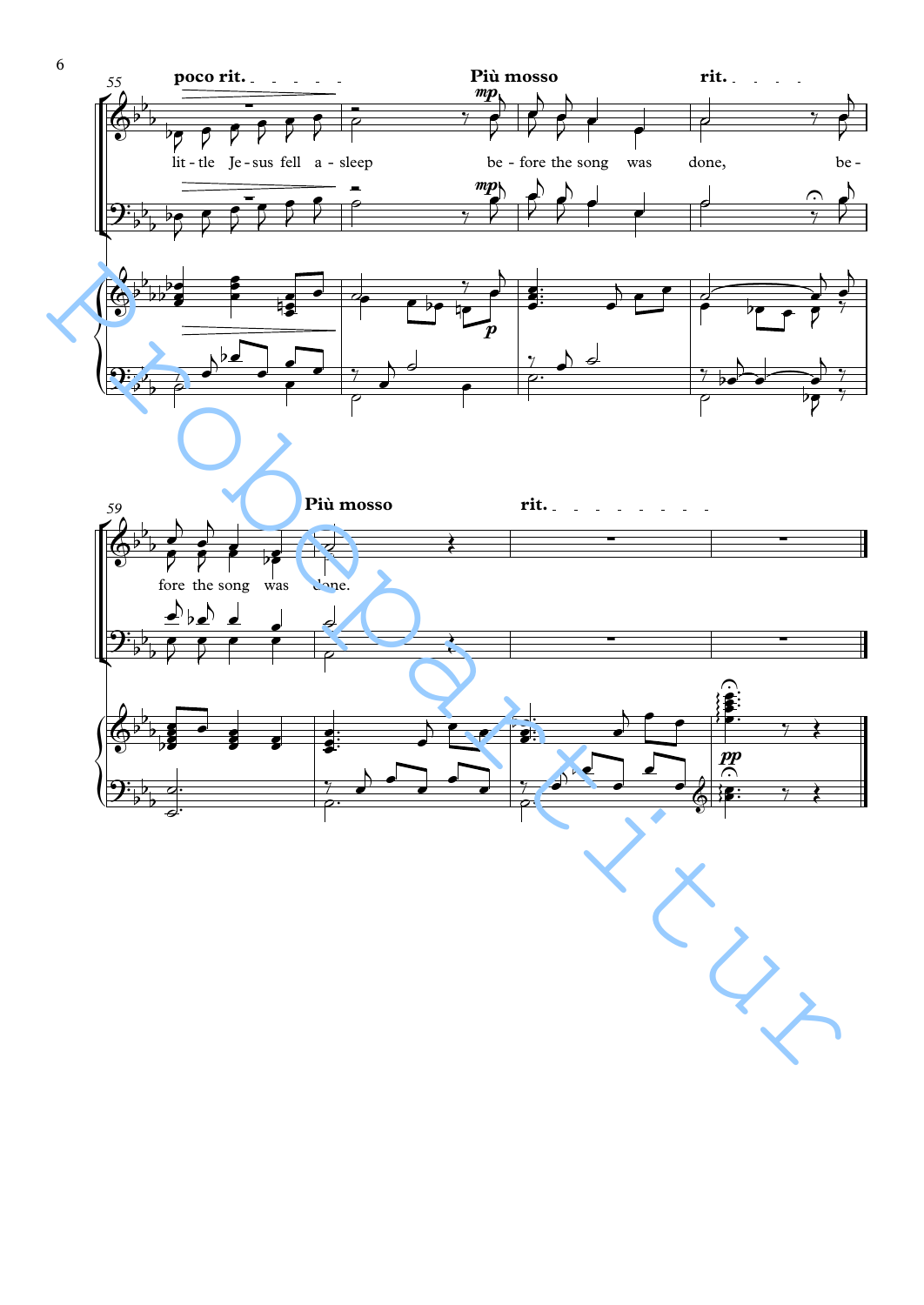poco rit.

Più mosso

rit.

lit - tle Je - sus fell a - sleep be - fore the song was done, be -

Più mosso

rit.

fore the song was done.